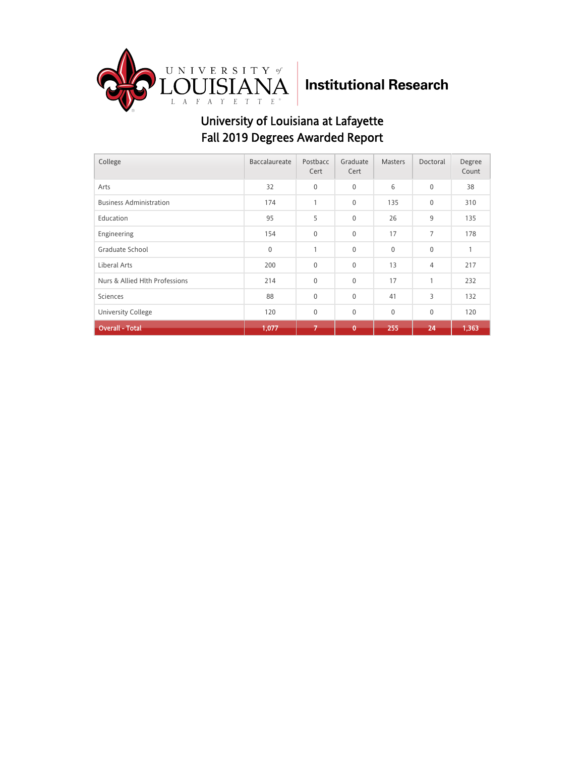University of Louisiana at Lafayette

Institutional Research

# University of Louisiana at Lafayette
## Fall 2019 Degrees Awarded Report

| College | Baccalaureate | Postbacc Cert | Graduate Cert | Masters | Doctoral | Degree Count |
|---|---|---|---|---|---|---|
| Arts | 32 | 0 | 0 | 6 | 0 | 38 |
| Business Administration | 174 | 1 | 0 | 135 | 0 | 310 |
| Education | 95 | 5 | 0 | 26 | 9 | 135 |
| Engineering | 154 | 0 | 0 | 17 | 7 | 178 |
| Graduate School | 0 | 1 | 0 | 0 | 0 | 1 |
| Liberal Arts | 200 | 0 | 0 | 13 | 4 | 217 |
| Nurs & Allied Hlth Professions | 214 | 0 | 0 | 17 | 1 | 232 |
| Sciences | 88 | 0 | 0 | 41 | 3 | 132 |
| University College | 120 | 0 | 0 | 0 | 0 | 120 |
| **Overall - Total** | **1,077** | **7** | **0** | **255** | **24** | **1,363** |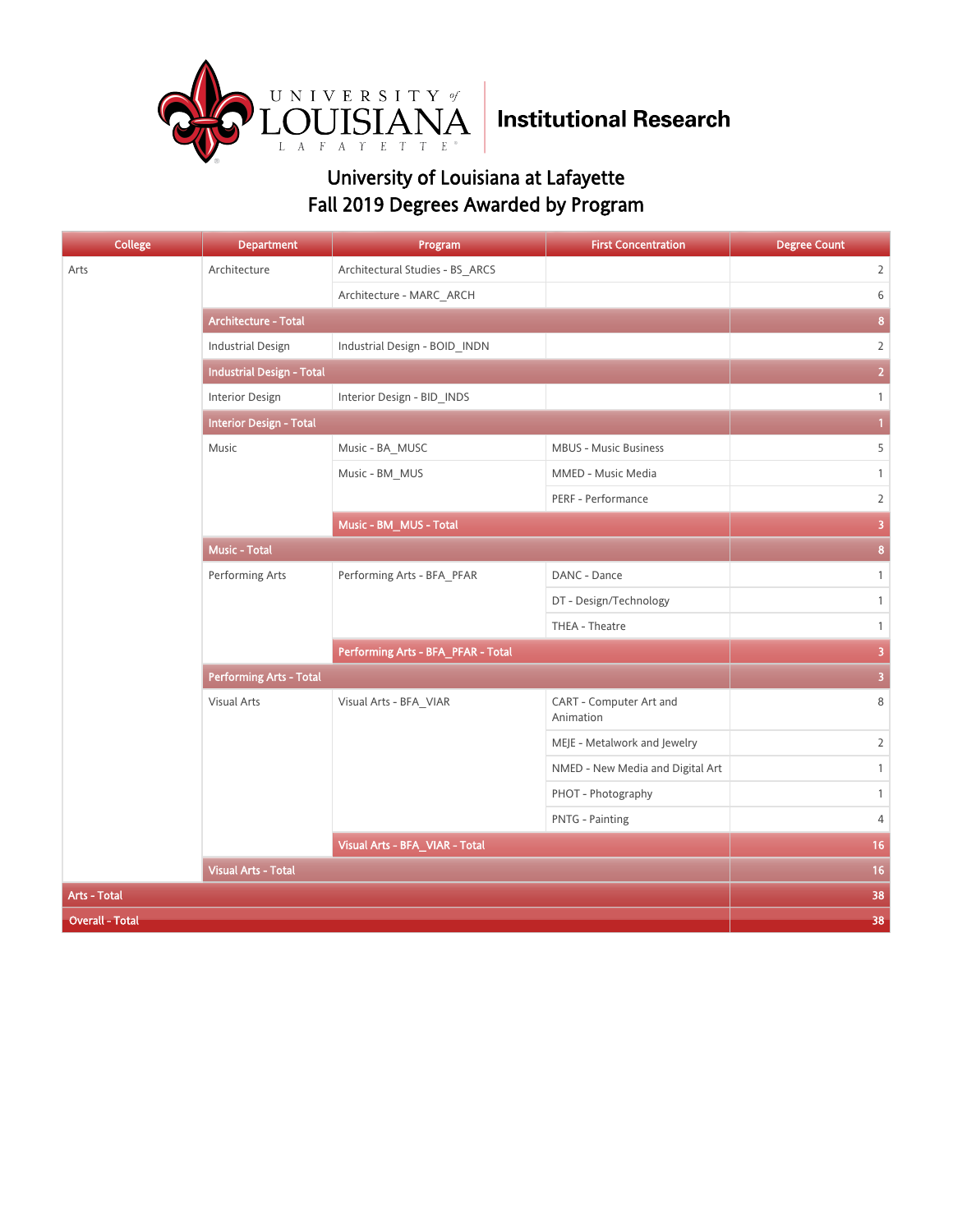University of Louisiana Lafayette — Institutional Research

# University of Louisiana at Lafayette
## Fall 2019 Degrees Awarded by Program

| College | Department | Program | First Concentration | Degree Count |
|---|---|---|---|---|
| Arts | Architecture | Architectural Studies - BS_ARCS | | 2 |
| | | Architecture - MARC_ARCH | | 6 |
| | Architecture - Total | | | 8 |
| | Industrial Design | Industrial Design - BOID_INDN | | 2 |
| | Industrial Design - Total | | | 2 |
| | Interior Design | Interior Design - BID_INDS | | 1 |
| | Interior Design - Total | | | 1 |
| | Music | Music - BA_MUSC | MBUS - Music Business | 5 |
| | | Music - BM_MUS | MMED - Music Media | 1 |
| | | | PERF - Performance | 2 |
| | | Music - BM_MUS - Total | | 3 |
| | Music - Total | | | 8 |
| | Performing Arts | Performing Arts - BFA_PFAR | DANC - Dance | 1 |
| | | | DT - Design/Technology | 1 |
| | | | THEA - Theatre | 1 |
| | | Performing Arts - BFA_PFAR - Total | | 3 |
| | Performing Arts - Total | | | 3 |
| | Visual Arts | Visual Arts - BFA_VIAR | CART - Computer Art and Animation | 8 |
| | | | MEJE - Metalwork and Jewelry | 2 |
| | | | NMED - New Media and Digital Art | 1 |
| | | | PHOT - Photography | 1 |
| | | | PNTG - Painting | 4 |
| | | Visual Arts - BFA_VIAR - Total | | 16 |
| | Visual Arts - Total | | | 16 |
| Arts - Total | | | | 38 |
| Overall - Total | | | | 38 |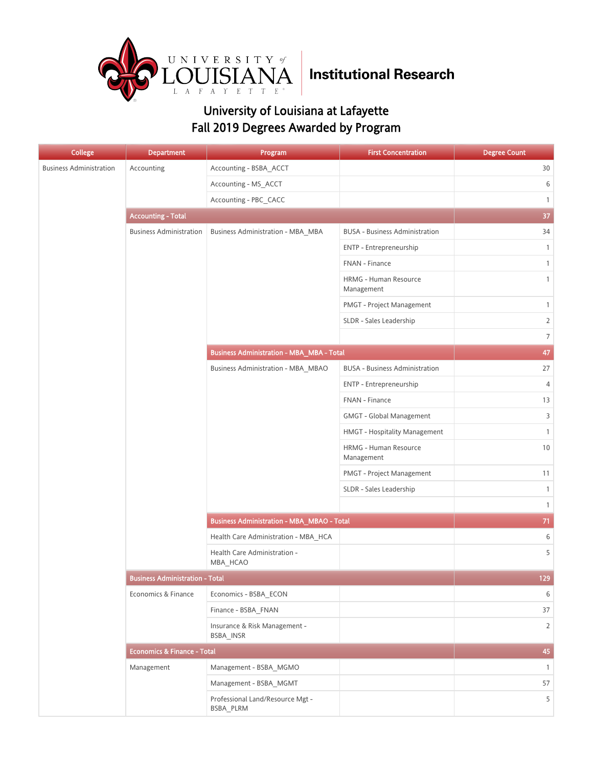University of Louisiana at Lafayette Institutional Research

# University of Louisiana at Lafayette
# Fall 2019 Degrees Awarded by Program

| College | Department | Program | First Concentration | Degree Count |
|---|---|---|---|---|
| Business Administration | Accounting | Accounting - BSBA_ACCT | | 30 |
| | | Accounting - MS_ACCT | | 6 |
| | | Accounting - PBC_CACC | | 1 |
| | **Accounting - Total** | | | **37** |
| | Business Administration | Business Administration - MBA_MBA | BUSA - Business Administration | 34 |
| | | | ENTP - Entrepreneurship | 1 |
| | | | FNAN - Finance | 1 |
| | | | HRMG - Human Resource Management | 1 |
| | | | PMGT - Project Management | 1 |
| | | | SLDR - Sales Leadership | 2 |
| | | | | 7 |
| | | **Business Administration - MBA_MBA - Total** | | **47** |
| | | Business Administration - MBA_MBAO | BUSA - Business Administration | 27 |
| | | | ENTP - Entrepreneurship | 4 |
| | | | FNAN - Finance | 13 |
| | | | GMGT - Global Management | 3 |
| | | | HMGT - Hospitality Management | 1 |
| | | | HRMG - Human Resource Management | 10 |
| | | | PMGT - Project Management | 11 |
| | | | SLDR - Sales Leadership | 1 |
| | | | | 1 |
| | | **Business Administration - MBA_MBAO - Total** | | **71** |
| | | Health Care Administration - MBA_HCA | | 6 |
| | | Health Care Administration - MBA_HCAO | | 5 |
| | **Business Administration - Total** | | | **129** |
| | Economics & Finance | Economics - BSBA_ECON | | 6 |
| | | Finance - BSBA_FNAN | | 37 |
| | | Insurance & Risk Management - BSBA_INSR | | 2 |
| | **Economics & Finance - Total** | | | **45** |
| | Management | Management - BSBA_MGMO | | 1 |
| | | Management - BSBA_MGMT | | 57 |
| | | Professional Land/Resource Mgt - BSBA_PLRM | | 5 |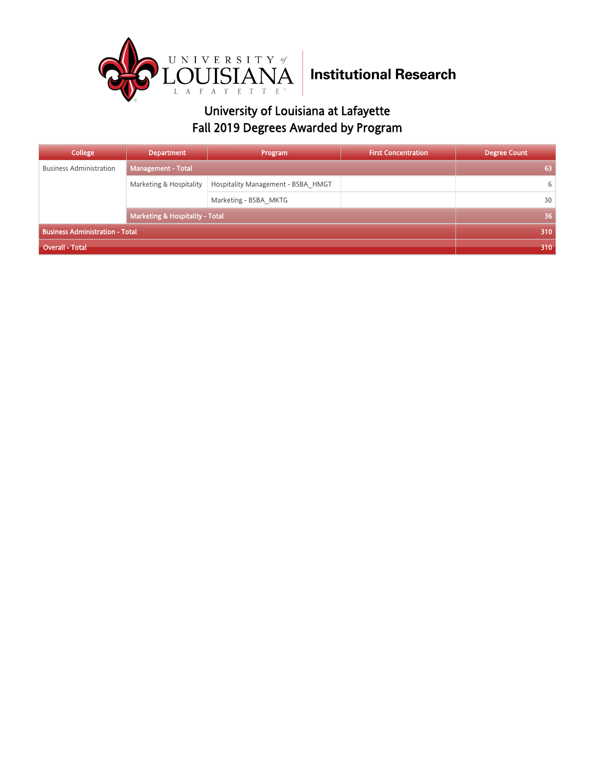# Institutional Research

## University of Louisiana at Lafayette
## Fall 2019 Degrees Awarded by Program

| College | Department | Program | First Concentration | Degree Count |
|---|---|---|---|---|
| Business Administration | **Management - Total** | | | **63** |
| | Marketing & Hospitality | Hospitality Management - BSBA_HMGT | | 6 |
| | | Marketing - BSBA_MKTG | | 30 |
| | **Marketing & Hospitality - Total** | | | **36** |
| **Business Administration - Total** | | | | **310** |
| **Overall - Total** | | | | **310** |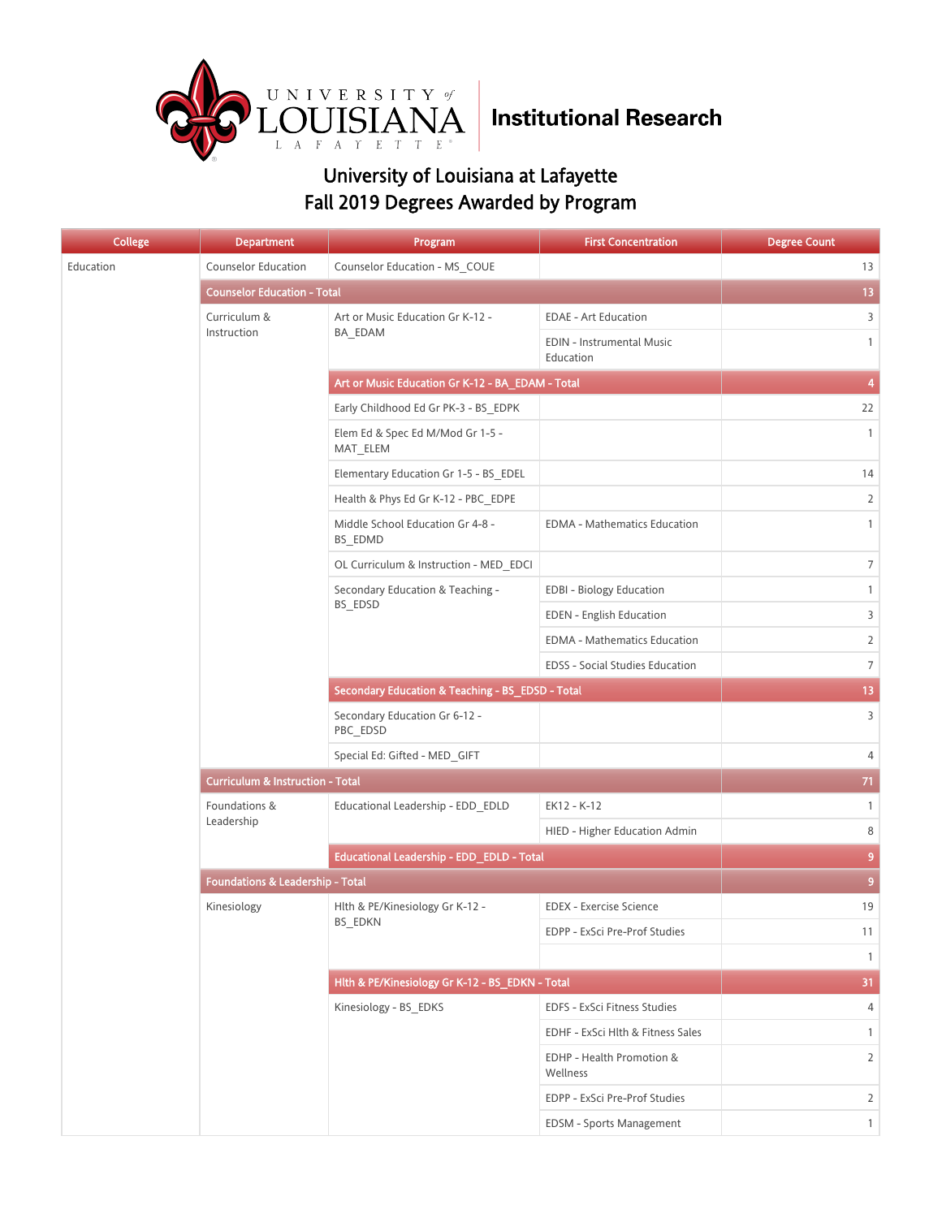University of Louisiana at Lafayette | Institutional Research

# University of Louisiana at Lafayette
## Fall 2019 Degrees Awarded by Program

| College | Department | Program | First Concentration | Degree Count |
|---|---|---|---|---|
| Education | Counselor Education | Counselor Education - MS_COUE | | 13 |
| | Counselor Education - Total | | | 13 |
| | Curriculum & Instruction | Art or Music Education Gr K-12 - BA_EDAM | EDAE - Art Education | 3 |
| | | | EDIN - Instrumental Music Education | 1 |
| | | Art or Music Education Gr K-12 - BA_EDAM - Total | | 4 |
| | | Early Childhood Ed Gr PK-3 - BS_EDPK | | 22 |
| | | Elem Ed & Spec Ed M/Mod Gr 1-5 - MAT_ELEM | | 1 |
| | | Elementary Education Gr 1-5 - BS_EDEL | | 14 |
| | | Health & Phys Ed Gr K-12 - PBC_EDPE | | 2 |
| | | Middle School Education Gr 4-8 - BS_EDMD | EDMA - Mathematics Education | 1 |
| | | OL Curriculum & Instruction - MED_EDCI | | 7 |
| | | Secondary Education & Teaching - BS_EDSD | EDBI - Biology Education | 1 |
| | | | EDEN - English Education | 3 |
| | | | EDMA - Mathematics Education | 2 |
| | | | EDSS - Social Studies Education | 7 |
| | | Secondary Education & Teaching - BS_EDSD - Total | | 13 |
| | | Secondary Education Gr 6-12 - PBC_EDSD | | 3 |
| | | Special Ed: Gifted - MED_GIFT | | 4 |
| | Curriculum & Instruction - Total | | | 71 |
| | Foundations & Leadership | Educational Leadership - EDD_EDLD | EK12 - K-12 | 1 |
| | | | HIED - Higher Education Admin | 8 |
| | | Educational Leadership - EDD_EDLD - Total | | 9 |
| | Foundations & Leadership - Total | | | 9 |
| | Kinesiology | Hlth & PE/Kinesiology Gr K-12 - BS_EDKN | EDEX - Exercise Science | 19 |
| | | | EDPP - ExSci Pre-Prof Studies | 11 |
| | | | | 1 |
| | | Hlth & PE/Kinesiology Gr K-12 - BS_EDKN - Total | | 31 |
| | | Kinesiology - BS_EDKS | EDFS - ExSci Fitness Studies | 4 |
| | | | EDHF - ExSci Hlth & Fitness Sales | 1 |
| | | | EDHP - Health Promotion & Wellness | 2 |
| | | | EDPP - ExSci Pre-Prof Studies | 2 |
| | | | EDSM - Sports Management | 1 |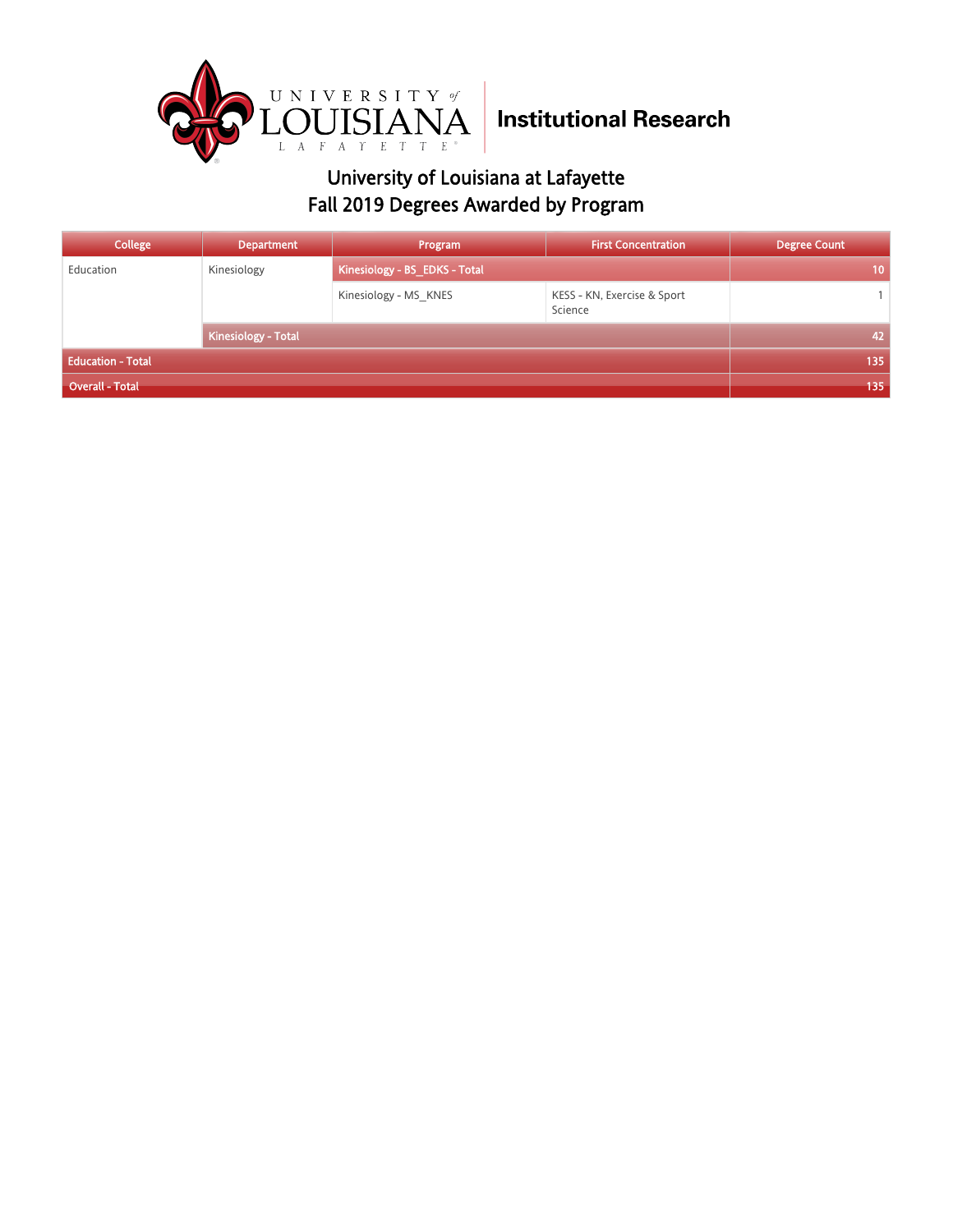## University of Louisiana at Lafayette
## Fall 2019 Degrees Awarded by Program

| College | Department | Program | First Concentration | Degree Count |
|---|---|---|---|---|
| Education | Kinesiology | Kinesiology - BS_EDKS - Total | | 10 |
| | | Kinesiology - MS_KNES | KESS - KN, Exercise & Sport Science | 1 |
| | Kinesiology - Total | | | 42 |
| Education - Total | | | | 135 |
| Overall - Total | | | | 135 |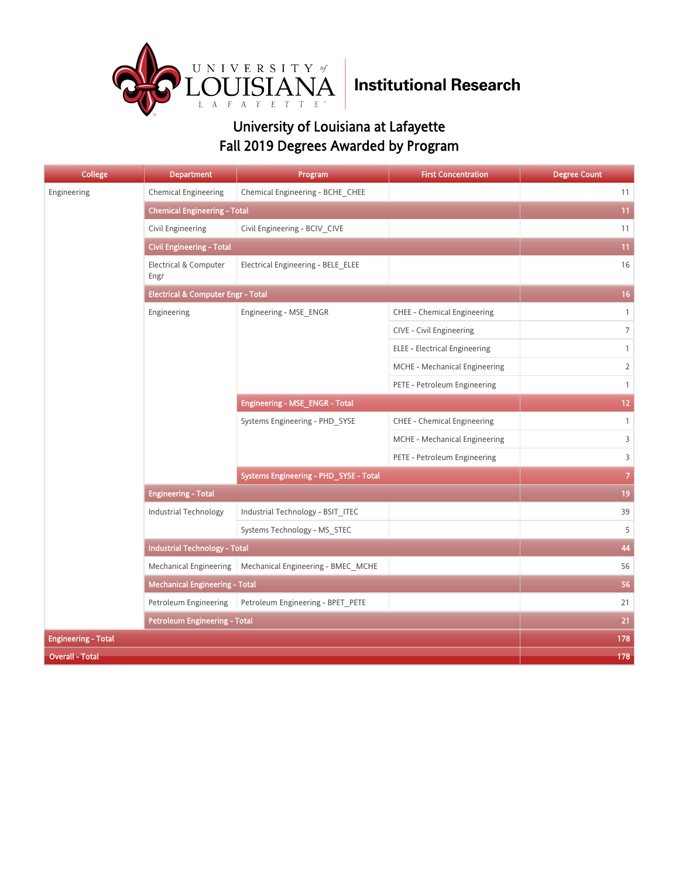University of Louisiana at Lafayette

Institutional Research

# University of Louisiana at Lafayette
## Fall 2019 Degrees Awarded by Program

| College | Department | Program | First Concentration | Degree Count |
|---|---|---|---|---|
| Engineering | Chemical Engineering | Chemical Engineering - BCHE_CHEE | | 11 |
| | **Chemical Engineering - Total** | | | **11** |
| | Civil Engineering | Civil Engineering - BCIV_CIVE | | 11 |
| | **Civil Engineering - Total** | | | **11** |
| | Electrical & Computer Engr | Electrical Engineering - BELE_ELEE | | 16 |
| | **Electrical & Computer Engr - Total** | | | **16** |
| | Engineering | Engineering - MSE_ENGR | CHEE - Chemical Engineering | 1 |
| | | | CIVE - Civil Engineering | 7 |
| | | | ELEE - Electrical Engineering | 1 |
| | | | MCHE - Mechanical Engineering | 2 |
| | | | PETE - Petroleum Engineering | 1 |
| | | **Engineering - MSE_ENGR - Total** | | **12** |
| | | Systems Engineering - PHD_SYSE | CHEE - Chemical Engineering | 1 |
| | | | MCHE - Mechanical Engineering | 3 |
| | | | PETE - Petroleum Engineering | 3 |
| | | **Systems Engineering - PHD_SYSE - Total** | | **7** |
| | **Engineering - Total** | | | **19** |
| | Industrial Technology | Industrial Technology - BSIT_ITEC | | 39 |
| | | Systems Technology - MS_STEC | | 5 |
| | **Industrial Technology - Total** | | | **44** |
| | Mechanical Engineering | Mechanical Engineering - BMEC_MCHE | | 56 |
| | **Mechanical Engineering - Total** | | | **56** |
| | Petroleum Engineering | Petroleum Engineering - BPET_PETE | | 21 |
| | **Petroleum Engineering - Total** | | | **21** |
| **Engineering - Total** | | | | **178** |
| **Overall - Total** | | | | **178** |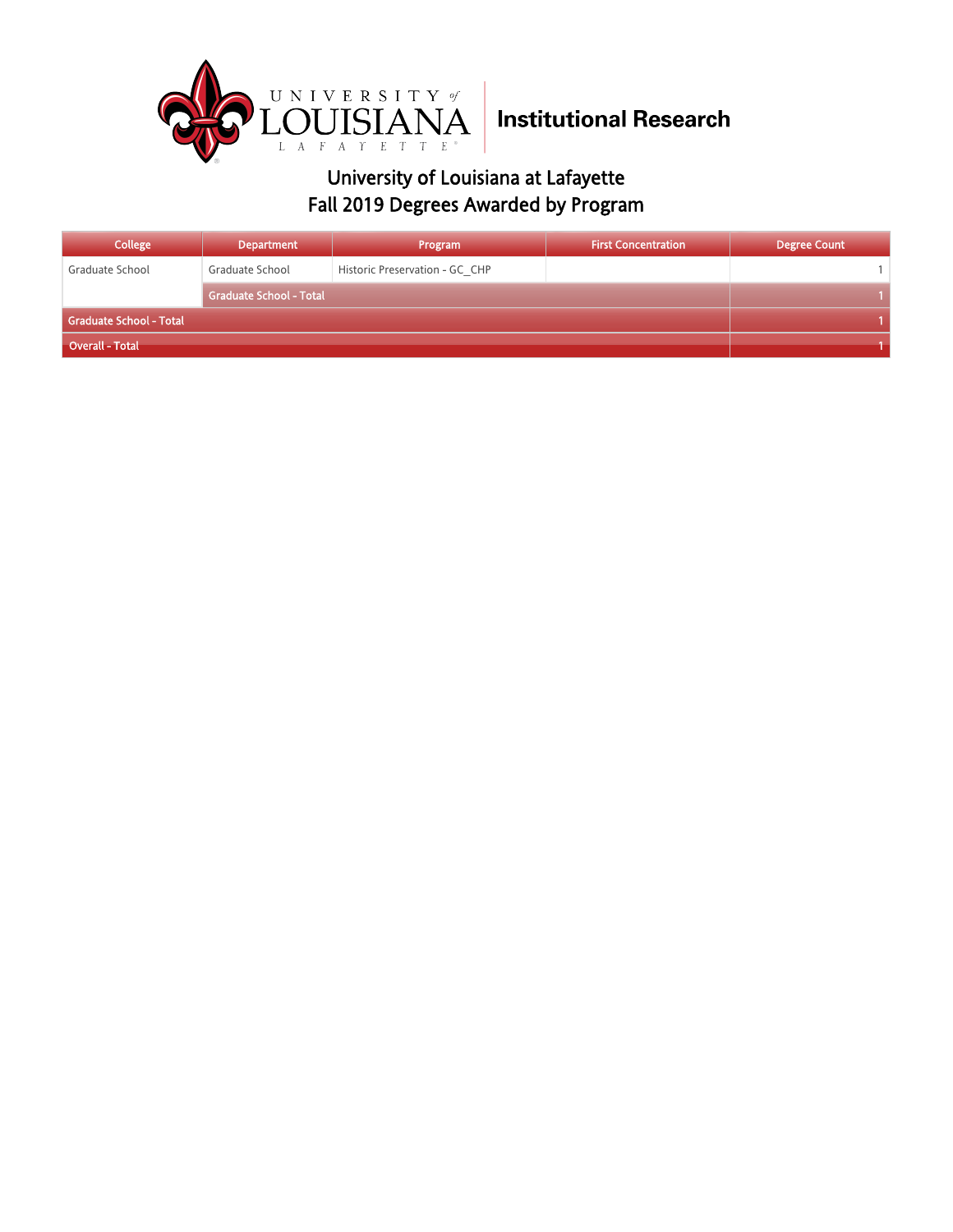University of Louisiana at Lafayette

Institutional Research

# University of Louisiana at Lafayette
## Fall 2019 Degrees Awarded by Program

| College | Department | Program | First Concentration | Degree Count |
|---|---|---|---|---|
| Graduate School | Graduate School | Historic Preservation - GC_CHP | | 1 |
| | Graduate School - Total | | | 1 |
| Graduate School - Total | | | | 1 |
| Overall - Total | | | | 1 |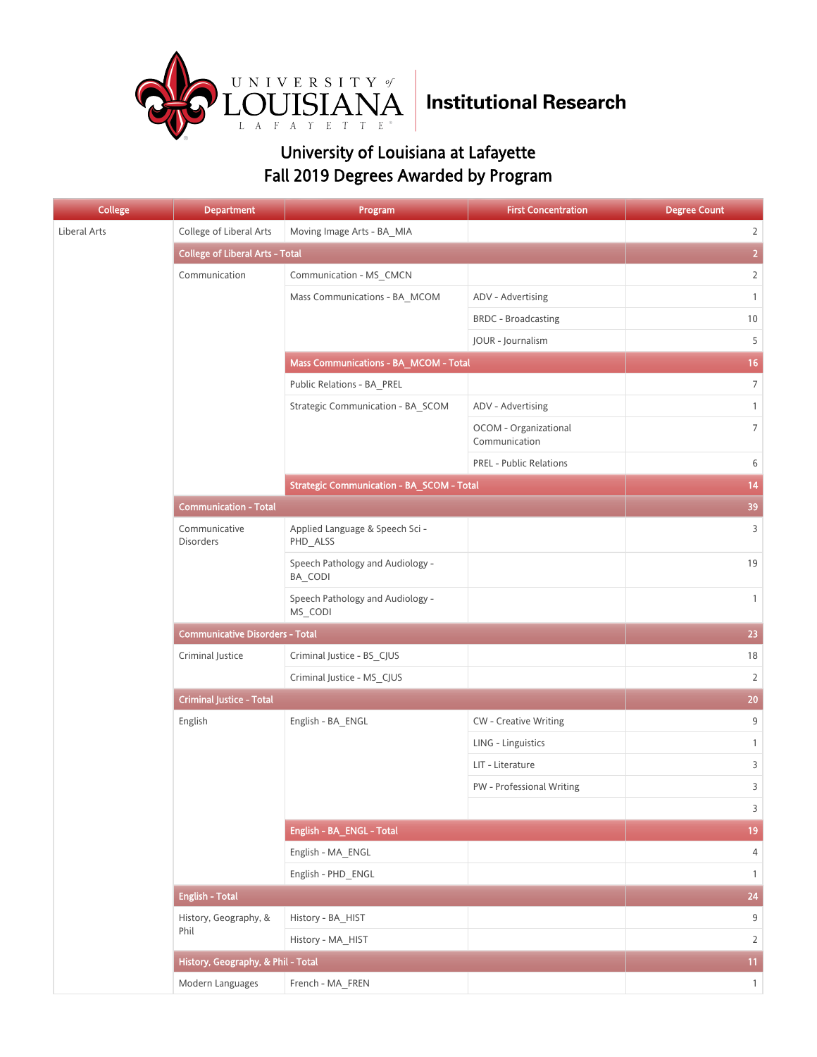# University of Louisiana at Lafayette
## Fall 2019 Degrees Awarded by Program

| College | Department | Program | First Concentration | Degree Count |
|---|---|---|---|---|
| Liberal Arts | College of Liberal Arts | Moving Image Arts - BA_MIA | | 2 |
| | College of Liberal Arts - Total | | | 2 |
| | Communication | Communication - MS_CMCN | | 2 |
| | | Mass Communications - BA_MCOM | ADV - Advertising | 1 |
| | | | BRDC - Broadcasting | 10 |
| | | | JOUR - Journalism | 5 |
| | | Mass Communications - BA_MCOM - Total | | 16 |
| | | Public Relations - BA_PREL | | 7 |
| | | Strategic Communication - BA_SCOM | ADV - Advertising | 1 |
| | | | OCOM - Organizational Communication | 7 |
| | | | PREL - Public Relations | 6 |
| | | Strategic Communication - BA_SCOM - Total | | 14 |
| | Communication - Total | | | 39 |
| | Communicative Disorders | Applied Language & Speech Sci - PHD_ALSS | | 3 |
| | | Speech Pathology and Audiology - BA_CODI | | 19 |
| | | Speech Pathology and Audiology - MS_CODI | | 1 |
| | Communicative Disorders - Total | | | 23 |
| | Criminal Justice | Criminal Justice - BS_CJUS | | 18 |
| | | Criminal Justice - MS_CJUS | | 2 |
| | Criminal Justice - Total | | | 20 |
| | English | English - BA_ENGL | CW - Creative Writing | 9 |
| | | | LING - Linguistics | 1 |
| | | | LIT - Literature | 3 |
| | | | PW - Professional Writing | 3 |
| | | | | 3 |
| | | English - BA_ENGL - Total | | 19 |
| | | English - MA_ENGL | | 4 |
| | | English - PHD_ENGL | | 1 |
| | English - Total | | | 24 |
| | History, Geography, & Phil | History - BA_HIST | | 9 |
| | | History - MA_HIST | | 2 |
| | History, Geography, & Phil - Total | | | 11 |
| | Modern Languages | French - MA_FREN | | 1 |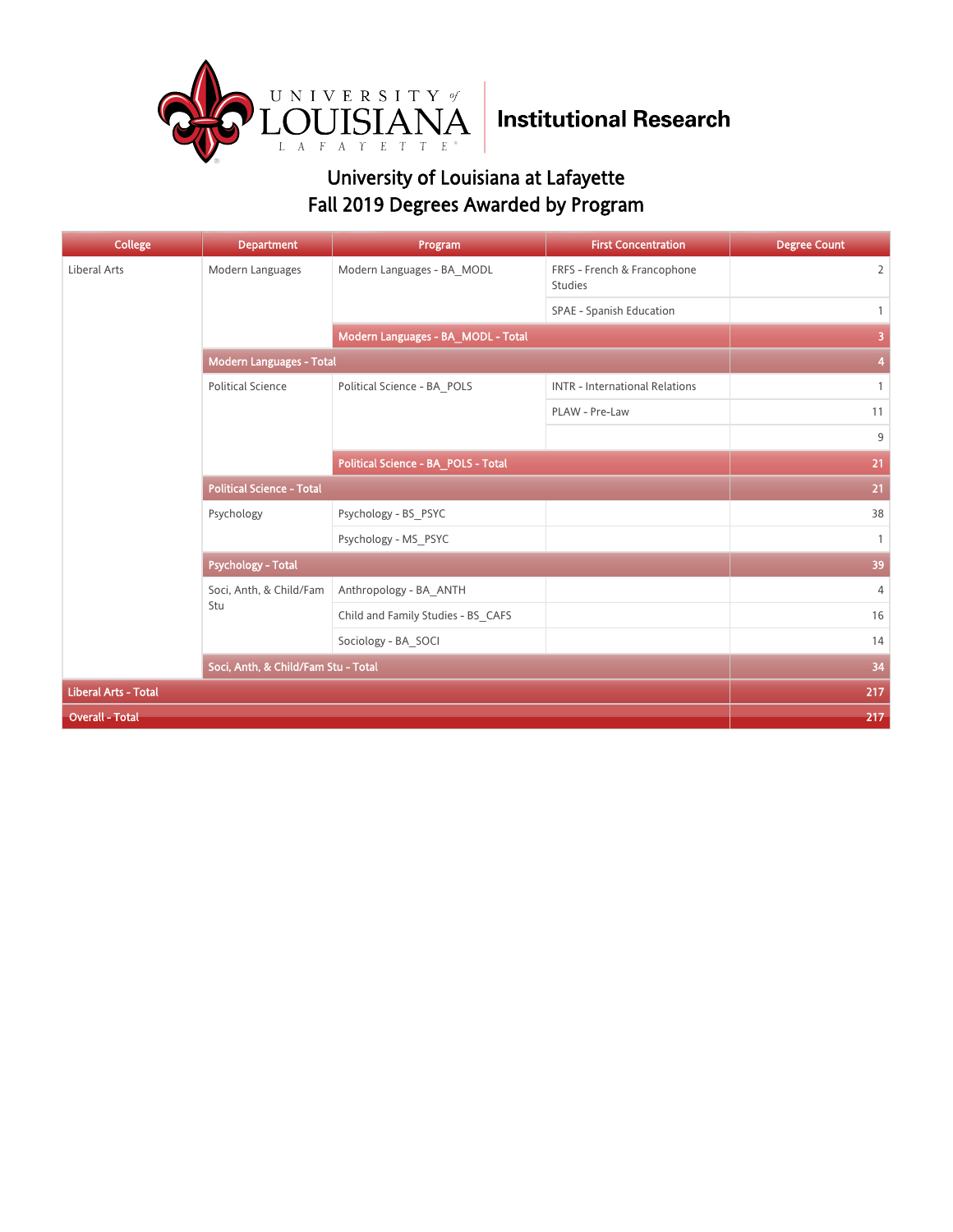University of Louisiana at Lafayette

Institutional Research

## University of Louisiana at Lafayette
## Fall 2019 Degrees Awarded by Program

| College | Department | Program | First Concentration | Degree Count |
|---|---|---|---|---|
| Liberal Arts | Modern Languages | Modern Languages - BA_MODL | FRFS - French & Francophone Studies | 2 |
| | | | SPAE - Spanish Education | 1 |
| | | **Modern Languages - BA_MODL - Total** | | **3** |
| | **Modern Languages - Total** | | | **4** |
| | Political Science | Political Science - BA_POLS | INTR - International Relations | 1 |
| | | | PLAW - Pre-Law | 11 |
| | | | | 9 |
| | | **Political Science - BA_POLS - Total** | | **21** |
| | **Political Science - Total** | | | **21** |
| | Psychology | Psychology - BS_PSYC | | 38 |
| | | Psychology - MS_PSYC | | 1 |
| | **Psychology - Total** | | | **39** |
| | Soci, Anth, & Child/Fam Stu | Anthropology - BA_ANTH | | 4 |
| | | Child and Family Studies - BS_CAFS | | 16 |
| | | Sociology - BA_SOCI | | 14 |
| | **Soci, Anth, & Child/Fam Stu - Total** | | | **34** |
| **Liberal Arts - Total** | | | | **217** |
| **Overall - Total** | | | | **217** |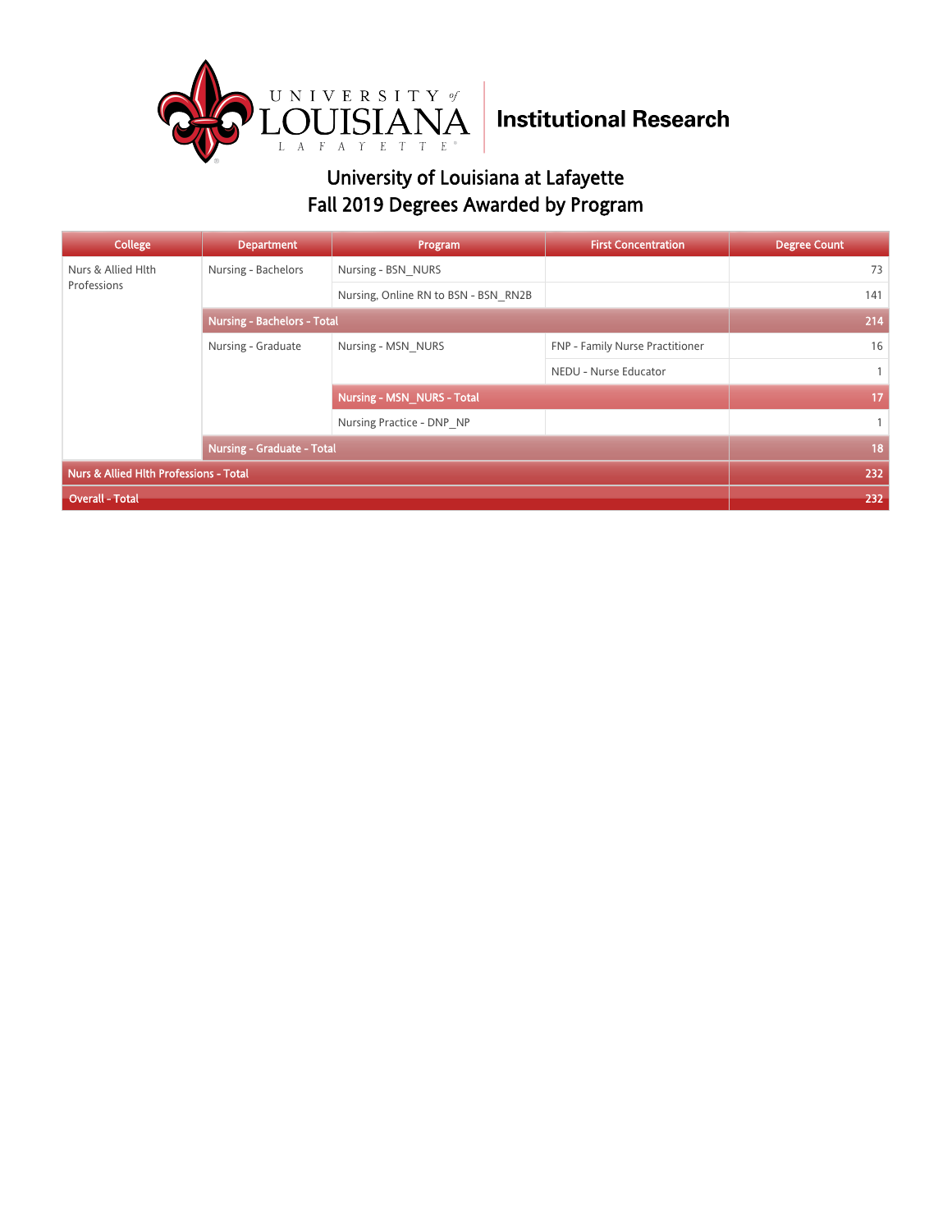University of Louisiana at Lafayette

Institutional Research

# University of Louisiana at Lafayette
## Fall 2019 Degrees Awarded by Program

| College | Department | Program | First Concentration | Degree Count |
|---|---|---|---|---|
| Nurs & Allied Hlth Professions | Nursing - Bachelors | Nursing - BSN_NURS | | 73 |
| | | Nursing, Online RN to BSN - BSN_RN2B | | 141 |
| | **Nursing - Bachelors - Total** | | | **214** |
| | Nursing - Graduate | Nursing - MSN_NURS | FNP - Family Nurse Practitioner | 16 |
| | | | NEDU - Nurse Educator | 1 |
| | | **Nursing - MSN_NURS - Total** | | **17** |
| | | Nursing Practice - DNP_NP | | 1 |
| | **Nursing - Graduate - Total** | | | **18** |
| **Nurs & Allied Hlth Professions - Total** | | | | **232** |
| **Overall - Total** | | | | **232** |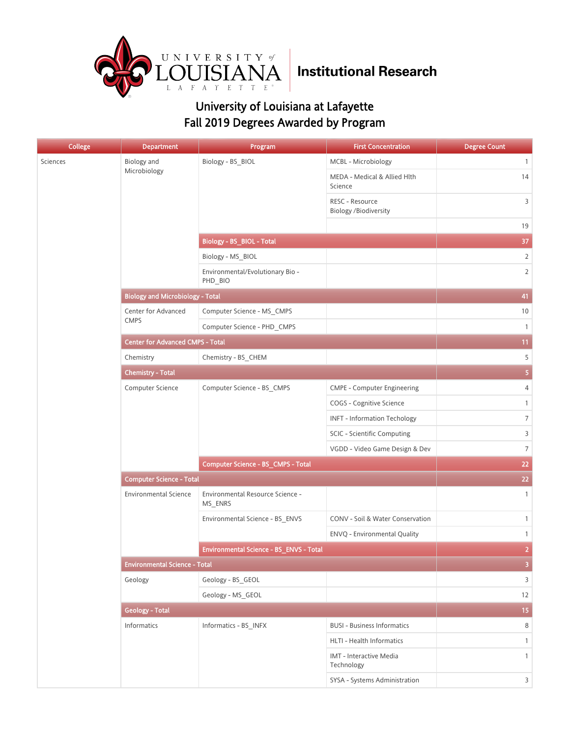# University of Louisiana at Lafayette
# Fall 2019 Degrees Awarded by Program

Institutional Research

| College | Department | Program | First Concentration | Degree Count |
|---|---|---|---|---|
| Sciences | Biology and Microbiology | Biology - BS_BIOL | MCBL - Microbiology | 1 |
| | | | MEDA - Medical & Allied Hlth Science | 14 |
| | | | RESC - Resource Biology /Biodiversity | 3 |
| | | | | 19 |
| | | **Biology - BS_BIOL - Total** | | **37** |
| | | Biology - MS_BIOL | | 2 |
| | | Environmental/Evolutionary Bio - PHD_BIO | | 2 |
| | **Biology and Microbiology - Total** | | | **41** |
| | Center for Advanced CMPS | Computer Science - MS_CMPS | | 10 |
| | | Computer Science - PHD_CMPS | | 1 |
| | **Center for Advanced CMPS - Total** | | | **11** |
| | Chemistry | Chemistry - BS_CHEM | | 5 |
| | **Chemistry - Total** | | | **5** |
| | Computer Science | Computer Science - BS_CMPS | CMPE - Computer Engineering | 4 |
| | | | COGS - Cognitive Science | 1 |
| | | | INFT - Information Techology | 7 |
| | | | SCIC - Scientific Computing | 3 |
| | | | VGDD - Video Game Design & Dev | 7 |
| | | **Computer Science - BS_CMPS - Total** | | **22** |
| | **Computer Science - Total** | | | **22** |
| | Environmental Science | Environmental Resource Science - MS_ENRS | | 1 |
| | | Environmental Science - BS_ENVS | CONV - Soil & Water Conservation | 1 |
| | | | ENVQ - Environmental Quality | 1 |
| | | **Environmental Science - BS_ENVS - Total** | | **2** |
| | **Environmental Science - Total** | | | **3** |
| | Geology | Geology - BS_GEOL | | 3 |
| | | Geology - MS_GEOL | | 12 |
| | **Geology - Total** | | | **15** |
| | Informatics | Informatics - BS_INFX | BUSI - Business Informatics | 8 |
| | | | HLTI - Health Informatics | 1 |
| | | | IMT - Interactive Media Technology | 1 |
| | | | SYSA - Systems Administration | 3 |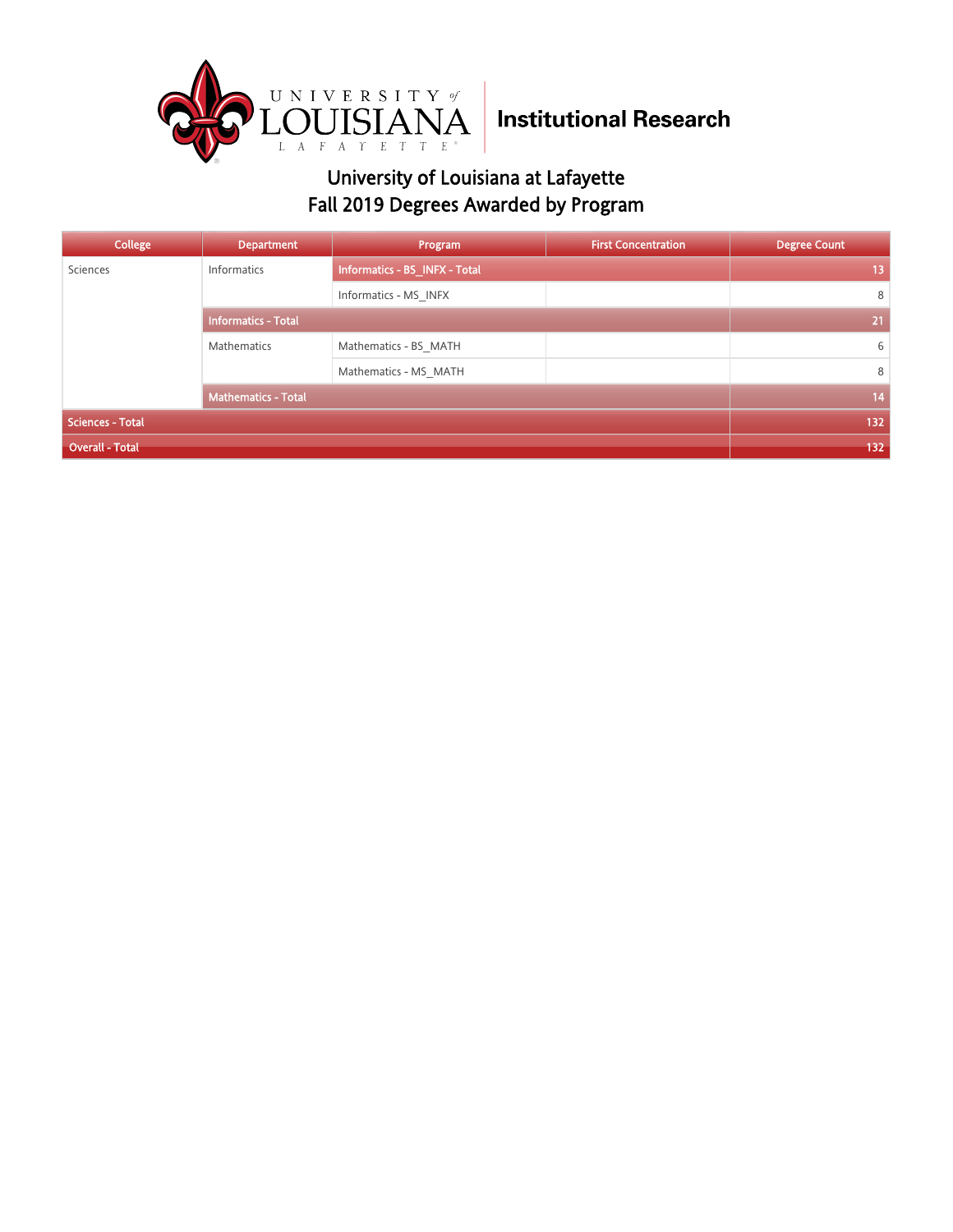University of Louisiana at Lafayette
Institutional Research

# University of Louisiana at Lafayette
## Fall 2019 Degrees Awarded by Program

| College | Department | Program | First Concentration | Degree Count |
|---|---|---|---|---|
| Sciences | Informatics | Informatics - BS_INFX - Total | | 13 |
| | | Informatics - MS_INFX | | 8 |
| | Informatics - Total | | | 21 |
| | Mathematics | Mathematics - BS_MATH | | 6 |
| | | Mathematics - MS_MATH | | 8 |
| | Mathematics - Total | | | 14 |
| Sciences - Total | | | | 132 |
| Overall - Total | | | | 132 |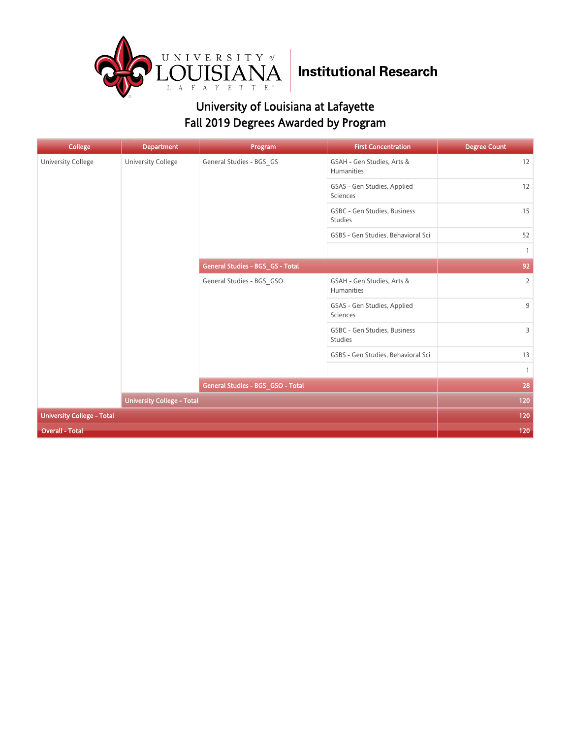University of Louisiana at Lafayette
Institutional Research

# University of Louisiana at Lafayette
## Fall 2019 Degrees Awarded by Program

| College | Department | Program | First Concentration | Degree Count |
| --- | --- | --- | --- | --- |
| University College | University College | General Studies - BGS_GS | GSAH - Gen Studies, Arts & Humanities | 12 |
| | | | GSAS - Gen Studies, Applied Sciences | 12 |
| | | | GSBC - Gen Studies, Business Studies | 15 |
| | | | GSBS - Gen Studies, Behavioral Sci | 52 |
| | | | | 1 |
| | | **General Studies - BGS_GS - Total** | | **92** |
| | | General Studies - BGS_GSO | GSAH - Gen Studies, Arts & Humanities | 2 |
| | | | GSAS - Gen Studies, Applied Sciences | 9 |
| | | | GSBC - Gen Studies, Business Studies | 3 |
| | | | GSBS - Gen Studies, Behavioral Sci | 13 |
| | | | | 1 |
| | | **General Studies - BGS_GSO - Total** | | **28** |
| | **University College - Total** | | | **120** |
| **University College - Total** | | | | **120** |
| **Overall - Total** | | | | **120** |